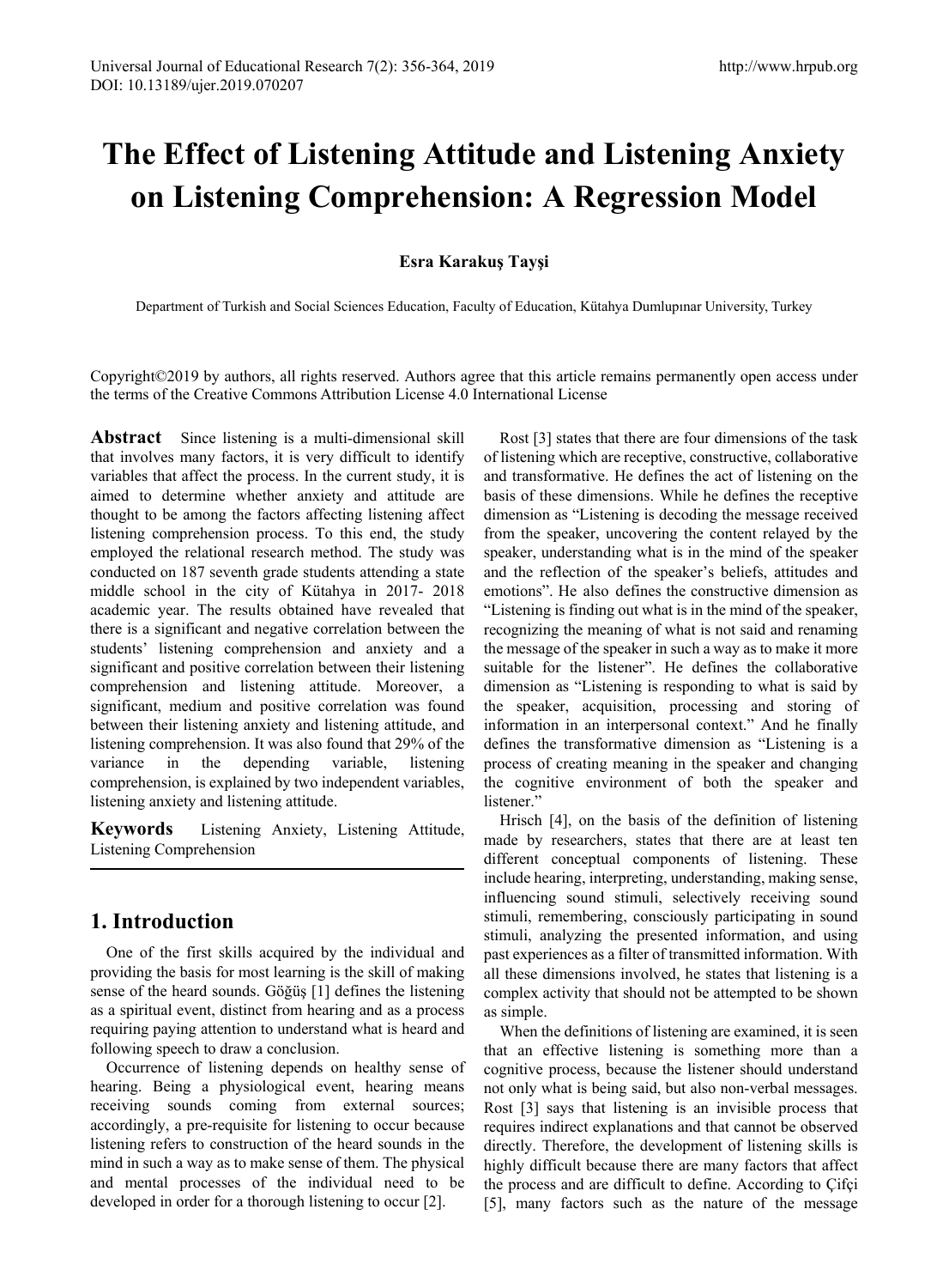# The Effect of Listening Attitude and Listening Anxiety on Listening Comprehension: A Regression Model

**Esra Karakuş Tayşi**

Department of Turkish and Social Sciences Education, Faculty of Education, Kütahya Dumlupınar University, Turkey

Copyright©2019 by authors, all rights reserved. Authors agree that this article remains permanently open access under the terms of the Creative Commons Attribution License 4.0 International License

**Abstract** Since listening is a multi-dimensional skill that involves many factors, it is very difficult to identify variables that affect the process. In the current study, it is aimed to determine whether anxiety and attitude are thought to be among the factors affecting listening affect listening comprehension process. To this end, the study employed the relational research method. The study was conducted on 187 seventh grade students attending a state middle school in the city of Kütahya in 2017- 2018 academic year. The results obtained have revealed that there is a significant and negative correlation between the students' listening comprehension and anxiety and a significant and positive correlation between their listening comprehension and listening attitude. Moreover, a significant, medium and positive correlation was found between their listening anxiety and listening attitude, and listening comprehension. It was also found that 29% of the variance in the depending variable, listening comprehension, is explained by two independent variables, listening anxiety and listening attitude.

**Keywords** Listening Anxiety, Listening Attitude, Listening Comprehension

## 1. Introduction

One of the first skills acquired by the individual and providing the basis for most learning is the skill of making sense of the heard sounds. Göğüş [1] defines the listening as a spiritual event, distinct from hearing and as a process requiring paying attention to understand what is heard and following speech to draw a conclusion.

Occurrence of listening depends on healthy sense of hearing. Being a physiological event, hearing means receiving sounds coming from external sources; accordingly, a pre-requisite for listening to occur because listening refers to construction of the heard sounds in the mind in such a way as to make sense of them. The physical and mental processes of the individual need to be developed in order for a thorough listening to occur [2].

Rost [3] states that there are four dimensions of the task of listening which are receptive, constructive, collaborative and transformative. He defines the act of listening on the basis of these dimensions. While he defines the receptive dimension as "Listening is decoding the message received from the speaker, uncovering the content relayed by the speaker, understanding what is in the mind of the speaker and the reflection of the speaker's beliefs, attitudes and emotions". He also defines the constructive dimension as "Listening is finding out what is in the mind of the speaker, recognizing the meaning of what is not said and renaming the message of the speaker in such a way as to make it more suitable for the listener". He defines the collaborative dimension as "Listening is responding to what is said by the speaker, acquisition, processing and storing of information in an interpersonal context." And he finally defines the transformative dimension as "Listening is a process of creating meaning in the speaker and changing the cognitive environment of both the speaker and listener."

Hrisch [4], on the basis of the definition of listening made by researchers, states that there are at least ten different conceptual components of listening. These include hearing, interpreting, understanding, making sense, influencing sound stimuli, selectively receiving sound stimuli, remembering, consciously participating in sound stimuli, analyzing the presented information, and using past experiences as a filter of transmitted information. With all these dimensions involved, he states that listening is a complex activity that should not be attempted to be shown as simple.

When the definitions of listening are examined, it is seen that an effective listening is something more than a cognitive process, because the listener should understand not only what is being said, but also non-verbal messages. Rost [3] says that listening is an invisible process that requires indirect explanations and that cannot be observed directly. Therefore, the development of listening skills is highly difficult because there are many factors that affect the process and are difficult to define. According to Çifçi [5], many factors such as the nature of the message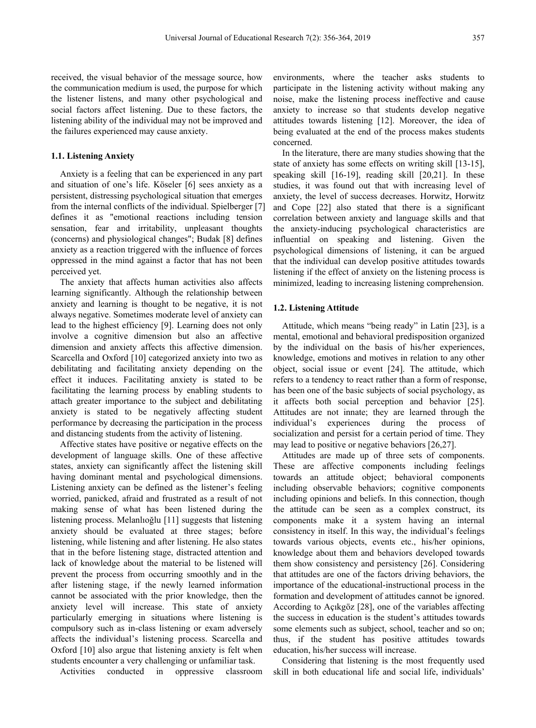received, the visual behavior of the message source, how the communication medium is used, the purpose for which the listener listens, and many other psychological and social factors affect listening. Due to these factors, the listening ability of the individual may not be improved and the failures experienced may cause anxiety.

### 1.1. Listening Anxiety

Anxiety is a feeling that can be experienced in any part and situation of one's life. Köseler [6] sees anxiety as a persistent, distressing psychological situation that emerges from the internal conflicts of the individual. Spielberger [7] defines it as "emotional reactions including tension sensation, fear and irritability, unpleasant thoughts (concerns) and physiological changes"; Budak [8] defines anxiety as a reaction triggered with the influence of forces oppressed in the mind against a factor that has not been perceived yet.

The anxiety that affects human activities also affects learning significantly. Although the relationship between anxiety and learning is thought to be negative, it is not always negative. Sometimes moderate level of anxiety can lead to the highest efficiency [9]. Learning does not only involve a cognitive dimension but also an affective dimension and anxiety affects this affective dimension. Scarcella and Oxford [10] categorized anxiety into two as debilitating and facilitating anxiety depending on the effect it induces. Facilitating anxiety is stated to be facilitating the learning process by enabling students to attach greater importance to the subject and debilitating anxiety is stated to be negatively affecting student performance by decreasing the participation in the process and distancing students from the activity of listening.

Affective states have positive or negative effects on the development of language skills. One of these affective states, anxiety can significantly affect the listening skill having dominant mental and psychological dimensions. Listening anxiety can be defined as the listener's feeling worried, panicked, afraid and frustrated as a result of not making sense of what has been listened during the listening process. Melanlıoğlu [11] suggests that listening anxiety should be evaluated at three stages; before listening, while listening and after listening. He also states that in the before listening stage, distracted attention and lack of knowledge about the material to be listened will prevent the process from occurring smoothly and in the after listening stage, if the newly learned information cannot be associated with the prior knowledge, then the anxiety level will increase. This state of anxiety particularly emerging in situations where listening is compulsory such as in-class listening or exam adversely affects the individual's listening process. Scarcella and Oxford [10] also argue that listening anxiety is felt when students encounter a very challenging or unfamiliar task.

Activities conducted in oppressive classroom environments, where the teacher asks students to participate in the listening activity without making any noise, make the listening process ineffective and cause anxiety to increase so that students develop negative attitudes towards listening [12]. Moreover, the idea of being evaluated at the end of the process makes students concerned.

In the literature, there are many studies showing that the state of anxiety has some effects on writing skill [13-15], speaking skill [16-19], reading skill [20,21]. In these studies, it was found out that with increasing level of anxiety, the level of success decreases. Horwitz, Horwitz and Cope [22] also stated that there is a significant correlation between anxiety and language skills and that the anxiety-inducing psychological characteristics are influential on speaking and listening. Given the psychological dimensions of listening, it can be argued that the individual can develop positive attitudes towards listening if the effect of anxiety on the listening process is minimized, leading to increasing listening comprehension.

### 1.2. Listening Attitude

Attitude, which means "being ready" in Latin [23], is a mental, emotional and behavioral predisposition organized by the individual on the basis of his/her experiences, knowledge, emotions and motives in relation to any other object, social issue or event [24]. The attitude, which refers to a tendency to react rather than a form of response, has been one of the basic subjects of social psychology, as it affects both social perception and behavior [25]. Attitudes are not innate; they are learned through the individual's experiences during the process of socialization and persist for a certain period of time. They may lead to positive or negative behaviors [26,27].

Attitudes are made up of three sets of components. These are affective components including feelings towards an attitude object; behavioral components including observable behaviors; cognitive components including opinions and beliefs. In this connection, though the attitude can be seen as a complex construct, its components make it a system having an internal consistency in itself. In this way, the individual's feelings towards various objects, events etc., his/her opinions, knowledge about them and behaviors developed towards them show consistency and persistency [26]. Considering that attitudes are one of the factors driving behaviors, the importance of the educational-instructional process in the formation and development of attitudes cannot be ignored. According to Açıkgöz [28], one of the variables affecting the success in education is the student's attitudes towards some elements such as subject, school, teacher and so on; thus, if the student has positive attitudes towards education, his/her success will increase.

Considering that listening is the most frequently used skill in both educational life and social life, individuals'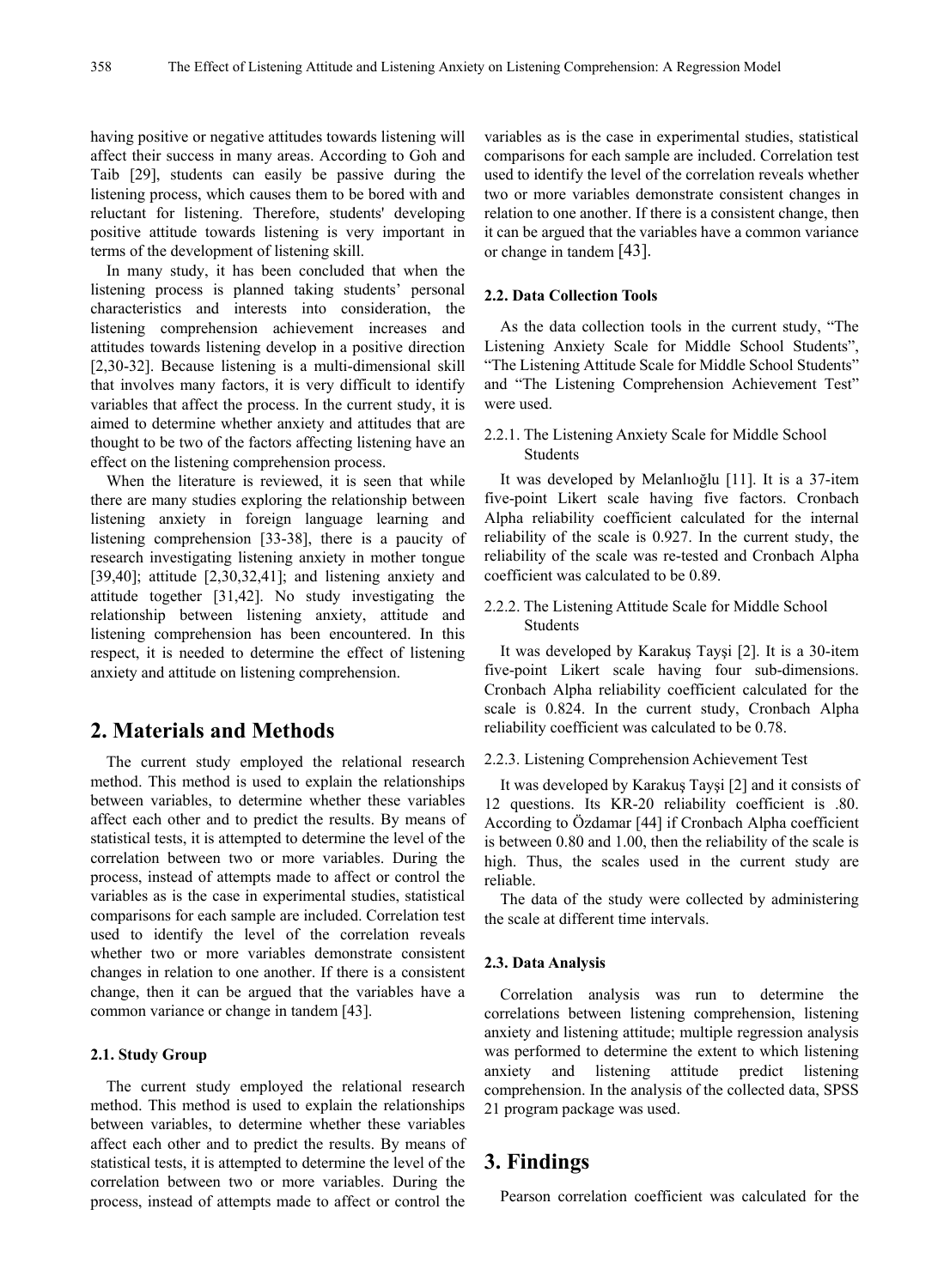having positive or negative attitudes towards listening will affect their success in many areas. According to Goh and Taib [29], students can easily be passive during the listening process, which causes them to be bored with and reluctant for listening. Therefore, students' developing positive attitude towards listening is very important in terms of the development of listening skill.

In many study, it has been concluded that when the listening process is planned taking students' personal characteristics and interests into consideration, the listening comprehension achievement increases and attitudes towards listening develop in a positive direction [2,30-32]. Because listening is a multi-dimensional skill that involves many factors, it is very difficult to identify variables that affect the process. In the current study, it is aimed to determine whether anxiety and attitudes that are thought to be two of the factors affecting listening have an effect on the listening comprehension process.

When the literature is reviewed, it is seen that while there are many studies exploring the relationship between listening anxiety in foreign language learning and listening comprehension [33-38], there is a paucity of research investigating listening anxiety in mother tongue [39,40]; attitude [2,30,32,41]; and listening anxiety and attitude together [31,42]. No study investigating the relationship between listening anxiety, attitude and listening comprehension has been encountered. In this respect, it is needed to determine the effect of listening anxiety and attitude on listening comprehension.

## 2. Materials and Methods

The current study employed the relational research method. This method is used to explain the relationships between variables, to determine whether these variables affect each other and to predict the results. By means of statistical tests, it is attempted to determine the level of the correlation between two or more variables. During the process, instead of attempts made to affect or control the variables as is the case in experimental studies, statistical comparisons for each sample are included. Correlation test used to identify the level of the correlation reveals whether two or more variables demonstrate consistent changes in relation to one another. If there is a consistent change, then it can be argued that the variables have a common variance or change in tandem [43].

### 2.1. Study Group

The current study employed the relational research method. This method is used to explain the relationships between variables, to determine whether these variables affect each other and to predict the results. By means of statistical tests, it is attempted to determine the level of the correlation between two or more variables. During the process, instead of attempts made to affect or control the variables as is the case in experimental studies, statistical comparisons for each sample are included. Correlation test used to identify the level of the correlation reveals whether two or more variables demonstrate consistent changes in relation to one another. If there is a consistent change, then it can be argued that the variables have a common variance or change in tandem [43].

### 2.2. Data Collection Tools

As the data collection tools in the current study, "The Listening Anxiety Scale for Middle School Students", "The Listening Attitude Scale for Middle School Students" and "The Listening Comprehension Achievement Test" were used.

#### 2.2.1. The Listening Anxiety Scale for Middle School Students

It was developed by Melanlıoğlu [11]. It is a 37-item five-point Likert scale having five factors. Cronbach Alpha reliability coefficient calculated for the internal reliability of the scale is 0.927. In the current study, the reliability of the scale was re-tested and Cronbach Alpha coefficient was calculated to be 0.89.

#### 2.2.2. The Listening Attitude Scale for Middle School Students

It was developed by Karakuş Tayşi [2]. It is a 30-item five-point Likert scale having four sub-dimensions. Cronbach Alpha reliability coefficient calculated for the scale is 0.824. In the current study, Cronbach Alpha reliability coefficient was calculated to be 0.78.

#### 2.2.3. Listening Comprehension Achievement Test

It was developed by Karakuş Tayşi [2] and it consists of 12 questions. Its KR-20 reliability coefficient is .80. According to Özdamar [44] if Cronbach Alpha coefficient is between 0.80 and 1.00, then the reliability of the scale is high. Thus, the scales used in the current study are reliable.

The data of the study were collected by administering the scale at different time intervals.

### 2.3. Data Analysis

Correlation analysis was run to determine the correlations between listening comprehension, listening anxiety and listening attitude; multiple regression analysis was performed to determine the extent to which listening anxiety and listening attitude predict listening comprehension. In the analysis of the collected data, SPSS 21 program package was used.

## 3. Findings

Pearson correlation coefficient was calculated for the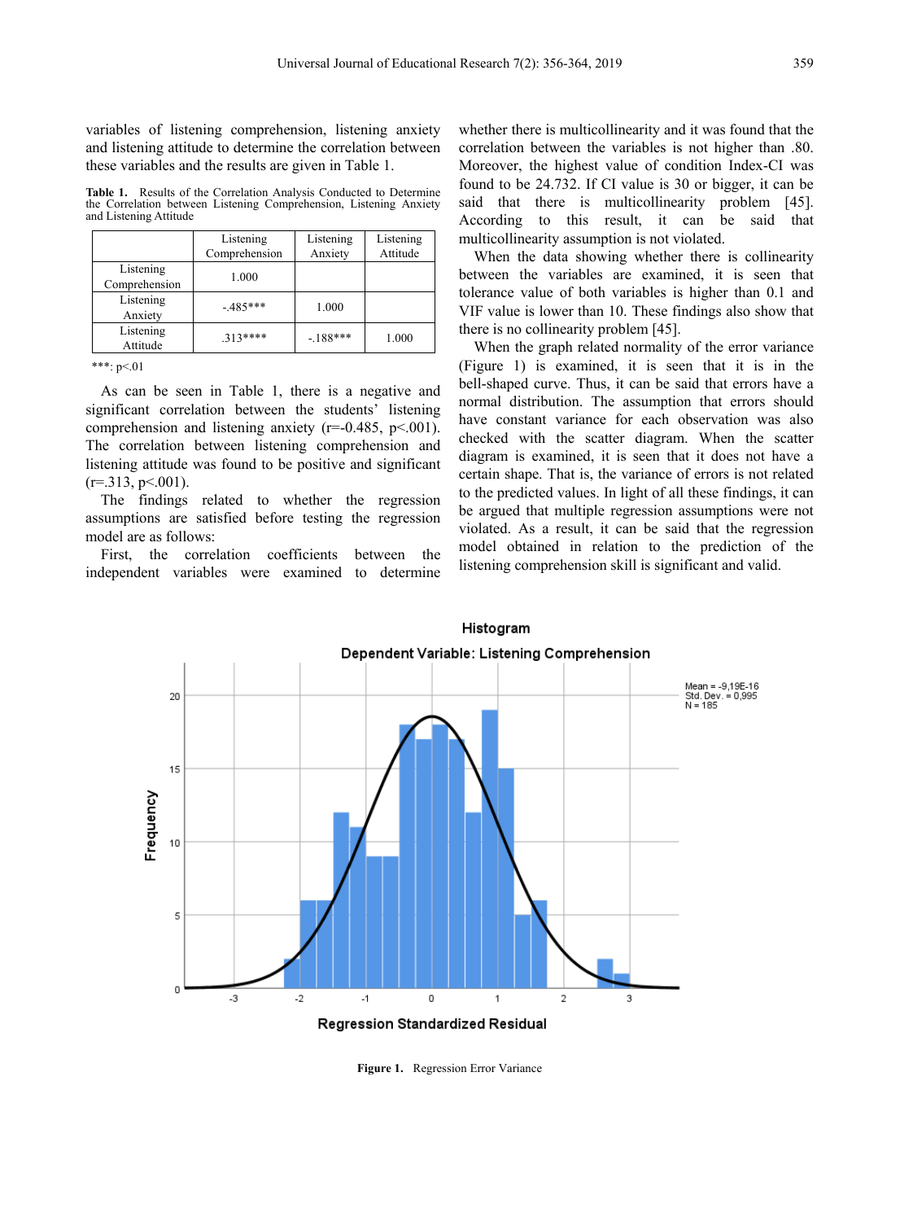variables of listening comprehension, listening anxiety and listening attitude to determine the correlation between these variables and the results are given in Table 1.

**Table 1.** Results of the Correlation Analysis Conducted to Determine the Correlation between Listening Comprehension, Listening Anxiety and Listening Attitude

| | Listening Comprehension | Listening Anxiety | Listening Attitude |
|---|---|---|---|
| Listening Comprehension | 1.000 | | |
| Listening Anxiety | -.485*** | 1.000 | |
| Listening Attitude | .313**** | -.188*** | 1.000 |

***: p<.01

As can be seen in Table 1, there is a negative and significant correlation between the students' listening comprehension and listening anxiety ($r=-0.485$, $p<.001$). The correlation between listening comprehension and listening attitude was found to be positive and significant ($r=.313$, $p<.001$).

The findings related to whether the regression assumptions are satisfied before testing the regression model are as follows:

First, the correlation coefficients between the independent variables were examined to determine whether there is multicollinearity and it was found that the correlation between the variables is not higher than .80. Moreover, the highest value of condition Index-CI was found to be 24.732. If CI value is 30 or bigger, it can be said that there is multicollinearity problem [45]. According to this result, it can be said that multicollinearity assumption is not violated.

When the data showing whether there is collinearity between the variables are examined, it is seen that tolerance value of both variables is higher than 0.1 and VIF value is lower than 10. These findings also show that there is no collinearity problem [45].

When the graph related normality of the error variance (Figure 1) is examined, it is seen that it is in the bell-shaped curve. Thus, it can be said that errors have a normal distribution. The assumption that errors should have constant variance for each observation was also checked with the scatter diagram. When the scatter diagram is examined, it is seen that it does not have a certain shape. That is, the variance of errors is not related to the predicted values. In light of all these findings, it can be argued that multiple regression assumptions were not violated. As a result, it can be said that the regression model obtained in relation to the prediction of the listening comprehension skill is significant and valid.

**Figure 1.** Regression Error Variance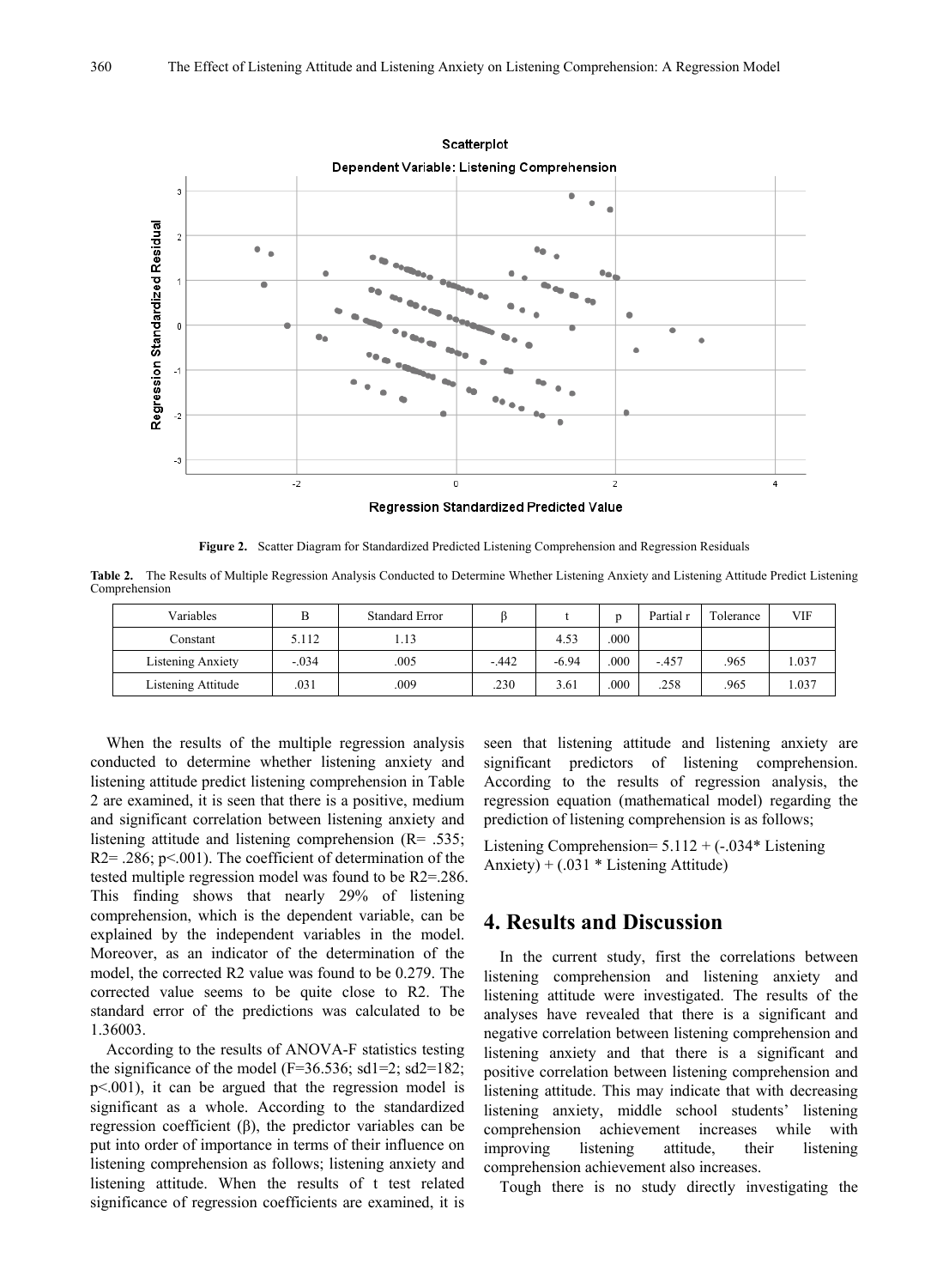**Figure 2.** Scatter Diagram for Standardized Predicted Listening Comprehension and Regression Residuals

**Table 2.** The Results of Multiple Regression Analysis Conducted to Determine Whether Listening Anxiety and Listening Attitude Predict Listening Comprehension

| Variables | B | Standard Error | β | t | p | Partial r | Tolerance | VIF |
|---|---|---|---|---|---|---|---|---|
| Constant | 5.112 | 1.13 | | 4.53 | .000 | | | |
| Listening Anxiety | -.034 | .005 | -.442 | -6.94 | .000 | -.457 | .965 | 1.037 |
| Listening Attitude | .031 | .009 | .230 | 3.61 | .000 | .258 | .965 | 1.037 |

When the results of the multiple regression analysis conducted to determine whether listening anxiety and listening attitude predict listening comprehension in Table 2 are examined, it is seen that there is a positive, medium and significant correlation between listening anxiety and listening attitude and listening comprehension ($R= .535$; $R2= .286$; $p<.001$). The coefficient of determination of the tested multiple regression model was found to be $R2=.286$. This finding shows that nearly 29% of listening comprehension, which is the dependent variable, can be explained by the independent variables in the model. Moreover, as an indicator of the determination of the model, the corrected R2 value was found to be 0.279. The corrected value seems to be quite close to R2. The standard error of the predictions was calculated to be 1.36003.

According to the results of ANOVA-F statistics testing the significance of the model ($F=36.536$; $sd1=2$; $sd2=182$; $p<.001$), it can be argued that the regression model is significant as a whole. According to the standardized regression coefficient (β), the predictor variables can be put into order of importance in terms of their influence on listening comprehension as follows; listening anxiety and listening attitude. When the results of t test related significance of regression coefficients are examined, it is seen that listening attitude and listening anxiety are significant predictors of listening comprehension. According to the results of regression analysis, the regression equation (mathematical model) regarding the prediction of listening comprehension is as follows;

Listening Comprehension= 5.112 + (-.034* Listening Anxiety) + (.031 * Listening Attitude)

## 4. Results and Discussion

In the current study, first the correlations between listening comprehension and listening anxiety and listening attitude were investigated. The results of the analyses have revealed that there is a significant and negative correlation between listening comprehension and listening anxiety and that there is a significant and positive correlation between listening comprehension and listening attitude. This may indicate that with decreasing listening anxiety, middle school students' listening comprehension achievement increases while with improving listening attitude, their listening comprehension achievement also increases.

Tough there is no study directly investigating the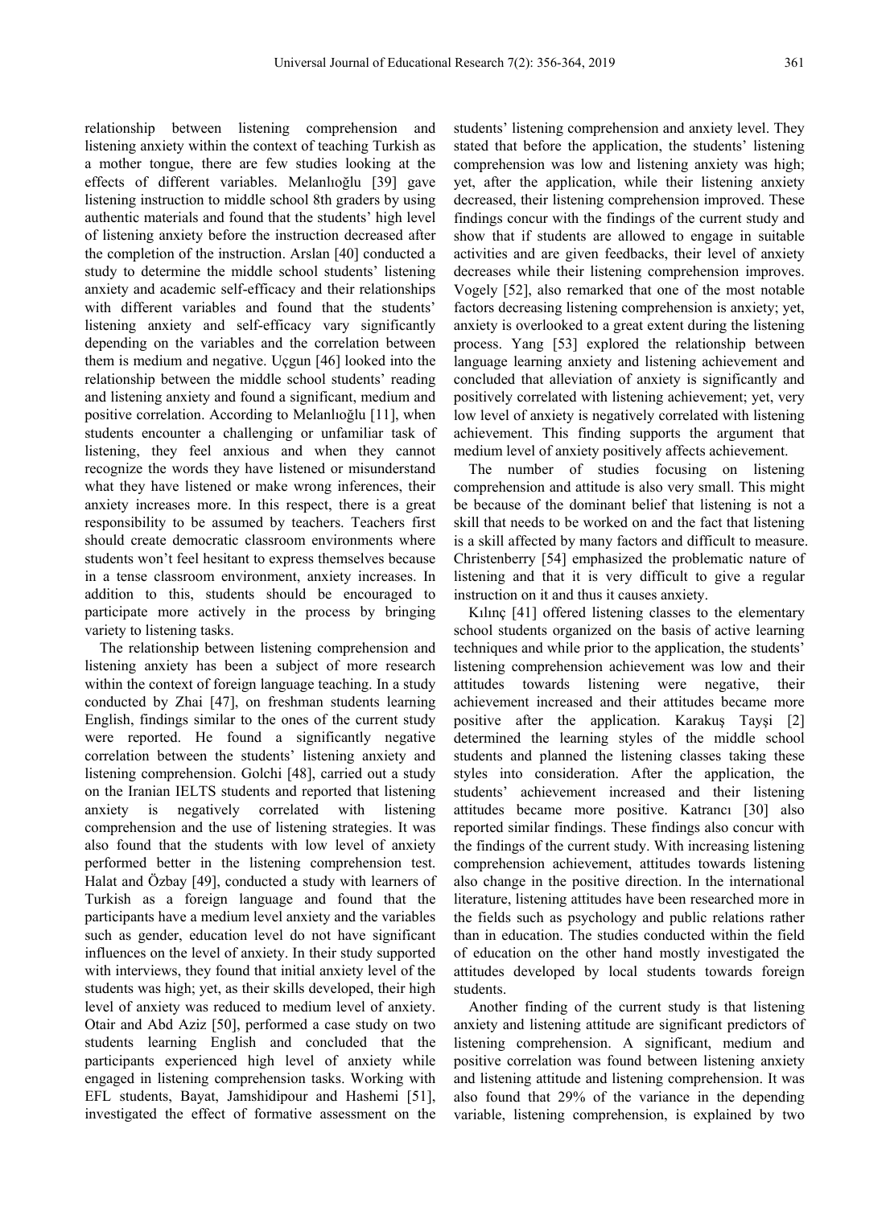relationship between listening comprehension and listening anxiety within the context of teaching Turkish as a mother tongue, there are few studies looking at the effects of different variables. Melanlıoğlu [39] gave listening instruction to middle school 8th graders by using authentic materials and found that the students' high level of listening anxiety before the instruction decreased after the completion of the instruction. Arslan [40] conducted a study to determine the middle school students' listening anxiety and academic self-efficacy and their relationships with different variables and found that the students' listening anxiety and self-efficacy vary significantly depending on the variables and the correlation between them is medium and negative. Uçgun [46] looked into the relationship between the middle school students' reading and listening anxiety and found a significant, medium and positive correlation. According to Melanlıoğlu [11], when students encounter a challenging or unfamiliar task of listening, they feel anxious and when they cannot recognize the words they have listened or misunderstand what they have listened or make wrong inferences, their anxiety increases more. In this respect, there is a great responsibility to be assumed by teachers. Teachers first should create democratic classroom environments where students won't feel hesitant to express themselves because in a tense classroom environment, anxiety increases. In addition to this, students should be encouraged to participate more actively in the process by bringing variety to listening tasks.

The relationship between listening comprehension and listening anxiety has been a subject of more research within the context of foreign language teaching. In a study conducted by Zhai [47], on freshman students learning English, findings similar to the ones of the current study were reported. He found a significantly negative correlation between the students' listening anxiety and listening comprehension. Golchi [48], carried out a study on the Iranian IELTS students and reported that listening anxiety is negatively correlated with listening comprehension and the use of listening strategies. It was also found that the students with low level of anxiety performed better in the listening comprehension test. Halat and Özbay [49], conducted a study with learners of Turkish as a foreign language and found that the participants have a medium level anxiety and the variables such as gender, education level do not have significant influences on the level of anxiety. In their study supported with interviews, they found that initial anxiety level of the students was high; yet, as their skills developed, their high level of anxiety was reduced to medium level of anxiety. Otair and Abd Aziz [50], performed a case study on two students learning English and concluded that the participants experienced high level of anxiety while engaged in listening comprehension tasks. Working with EFL students, Bayat, Jamshidipour and Hashemi [51], investigated the effect of formative assessment on the students' listening comprehension and anxiety level. They stated that before the application, the students' listening comprehension was low and listening anxiety was high; yet, after the application, while their listening anxiety decreased, their listening comprehension improved. These findings concur with the findings of the current study and show that if students are allowed to engage in suitable activities and are given feedbacks, their level of anxiety decreases while their listening comprehension improves. Vogely [52], also remarked that one of the most notable factors decreasing listening comprehension is anxiety; yet, anxiety is overlooked to a great extent during the listening process. Yang [53] explored the relationship between language learning anxiety and listening achievement and concluded that alleviation of anxiety is significantly and positively correlated with listening achievement; yet, very low level of anxiety is negatively correlated with listening achievement. This finding supports the argument that medium level of anxiety positively affects achievement.

The number of studies focusing on listening comprehension and attitude is also very small. This might be because of the dominant belief that listening is not a skill that needs to be worked on and the fact that listening is a skill affected by many factors and difficult to measure. Christenberry [54] emphasized the problematic nature of listening and that it is very difficult to give a regular instruction on it and thus it causes anxiety.

Kılınç [41] offered listening classes to the elementary school students organized on the basis of active learning techniques and while prior to the application, the students' listening comprehension achievement was low and their attitudes towards listening were negative, their achievement increased and their attitudes became more positive after the application. Karakuş Tayşi [2] determined the learning styles of the middle school students and planned the listening classes taking these styles into consideration. After the application, the students' achievement increased and their listening attitudes became more positive. Katrancı [30] also reported similar findings. These findings also concur with the findings of the current study. With increasing listening comprehension achievement, attitudes towards listening also change in the positive direction. In the international literature, listening attitudes have been researched more in the fields such as psychology and public relations rather than in education. The studies conducted within the field of education on the other hand mostly investigated the attitudes developed by local students towards foreign students.

Another finding of the current study is that listening anxiety and listening attitude are significant predictors of listening comprehension. A significant, medium and positive correlation was found between listening anxiety and listening attitude and listening comprehension. It was also found that 29% of the variance in the depending variable, listening comprehension, is explained by two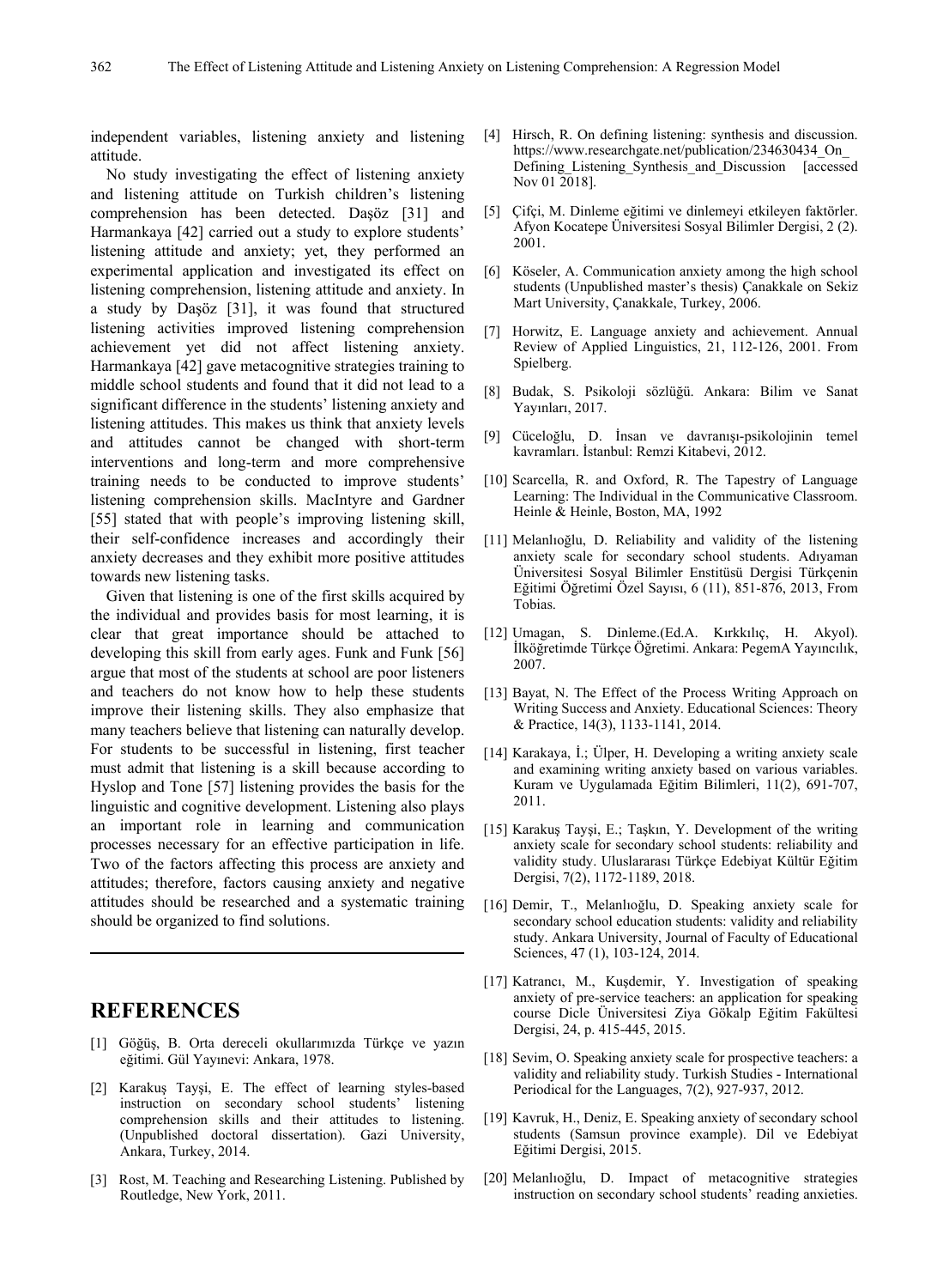independent variables, listening anxiety and listening attitude.

No study investigating the effect of listening anxiety and listening attitude on Turkish children's listening comprehension has been detected. Daşöz [31] and Harmankaya [42] carried out a study to explore students' listening attitude and anxiety; yet, they performed an experimental application and investigated its effect on listening comprehension, listening attitude and anxiety. In a study by Daşöz [31], it was found that structured listening activities improved listening comprehension achievement yet did not affect listening anxiety. Harmankaya [42] gave metacognitive strategies training to middle school students and found that it did not lead to a significant difference in the students' listening anxiety and listening attitudes. This makes us think that anxiety levels and attitudes cannot be changed with short-term interventions and long-term and more comprehensive training needs to be conducted to improve students' listening comprehension skills. MacIntyre and Gardner [55] stated that with people's improving listening skill, their self-confidence increases and accordingly their anxiety decreases and they exhibit more positive attitudes towards new listening tasks.

Given that listening is one of the first skills acquired by the individual and provides basis for most learning, it is clear that great importance should be attached to developing this skill from early ages. Funk and Funk [56] argue that most of the students at school are poor listeners and teachers do not know how to help these students improve their listening skills. They also emphasize that many teachers believe that listening can naturally develop. For students to be successful in listening, first teacher must admit that listening is a skill because according to Hyslop and Tone [57] listening provides the basis for the linguistic and cognitive development. Listening also plays an important role in learning and communication processes necessary for an effective participation in life. Two of the factors affecting this process are anxiety and attitudes; therefore, factors causing anxiety and negative attitudes should be researched and a systematic training should be organized to find solutions.

# REFERENCES

[1] Göğüş, B. Orta dereceli okullarımızda Türkçe ve yazın eğitimi. Gül Yayınevi: Ankara, 1978.

[2] Karakuş Tayşi, E. The effect of learning styles-based instruction on secondary school students' listening comprehension skills and their attitudes to listening. (Unpublished doctoral dissertation). Gazi University, Ankara, Turkey, 2014.

[3] Rost, M. Teaching and Researching Listening. Published by Routledge, New York, 2011.

[4] Hirsch, R. On defining listening: synthesis and discussion. https://www.researchgate.net/publication/234630434_On_Defining_Listening_Synthesis_and_Discussion [accessed Nov 01 2018].

[5] Çifçi, M. Dinleme eğitimi ve dinlemeyi etkileyen faktörler. Afyon Kocatepe Üniversitesi Sosyal Bilimler Dergisi, 2 (2). 2001.

[6] Köseler, A. Communication anxiety among the high school students (Unpublished master's thesis) Çanakkale on Sekiz Mart University, Çanakkale, Turkey, 2006.

[7] Horwitz, E. Language anxiety and achievement. Annual Review of Applied Linguistics, 21, 112-126, 2001. From Spielberg.

[8] Budak, S. Psikoloji sözlüğü. Ankara: Bilim ve Sanat Yayınları, 2017.

[9] Cüceloğlu, D. İnsan ve davranışı-psikolojinin temel kavramları. İstanbul: Remzi Kitabevi, 2012.

[10] Scarcella, R. and Oxford, R. The Tapestry of Language Learning: The Individual in the Communicative Classroom. Heinle & Heinle, Boston, MA, 1992

[11] Melanlıoğlu, D. Reliability and validity of the listening anxiety scale for secondary school students. Adıyaman Üniversitesi Sosyal Bilimler Enstitüsü Dergisi Türkçenin Eğitimi Öğretimi Özel Sayısı, 6 (11), 851-876, 2013, From Tobias.

[12] Umagan, S. Dinleme.(Ed.A. Kırkkılıç, H. Akyol). İlköğretimde Türkçe Öğretimi. Ankara: PegemA Yayıncılık, 2007.

[13] Bayat, N. The Effect of the Process Writing Approach on Writing Success and Anxiety. Educational Sciences: Theory & Practice, 14(3), 1133-1141, 2014.

[14] Karakaya, İ.; Ülper, H. Developing a writing anxiety scale and examining writing anxiety based on various variables. Kuram ve Uygulamada Eğitim Bilimleri, 11(2), 691-707, 2011.

[15] Karakuş Tayşi, E.; Taşkın, Y. Development of the writing anxiety scale for secondary school students: reliability and validity study. Uluslararası Türkçe Edebiyat Kültür Eğitim Dergisi, 7(2), 1172-1189, 2018.

[16] Demir, T., Melanlıoğlu, D. Speaking anxiety scale for secondary school education students: validity and reliability study. Ankara University, Journal of Faculty of Educational Sciences, 47 (1), 103-124, 2014.

[17] Katrancı, M., Kuşdemir, Y. Investigation of speaking anxiety of pre-service teachers: an application for speaking course Dicle Üniversitesi Ziya Gökalp Eğitim Fakültesi Dergisi, 24, p. 415-445, 2015.

[18] Sevim, O. Speaking anxiety scale for prospective teachers: a validity and reliability study. Turkish Studies - International Periodical for the Languages, 7(2), 927-937, 2012.

[19] Kavruk, H., Deniz, E. Speaking anxiety of secondary school students (Samsun province example). Dil ve Edebiyat Eğitimi Dergisi, 2015.

[20] Melanlıoğlu, D. Impact of metacognitive strategies instruction on secondary school students' reading anxieties.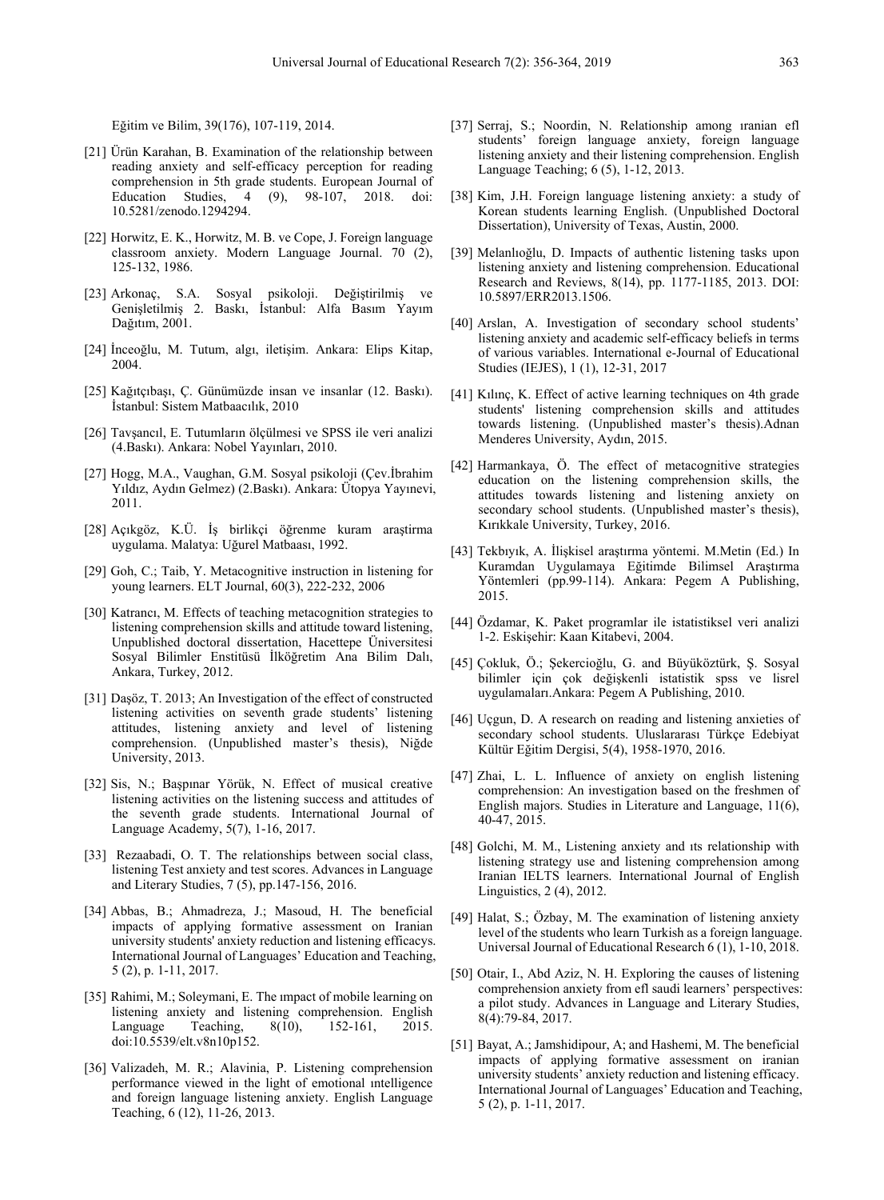Eğitim ve Bilim, 39(176), 107-119, 2014.

[21] Ürün Karahan, B. Examination of the relationship between reading anxiety and self-efficacy perception for reading comprehension in 5th grade students. European Journal of Education Studies, 4 (9), 98-107, 2018. doi: 10.5281/zenodo.1294294.

[22] Horwitz, E. K., Horwitz, M. B. ve Cope, J. Foreign language classroom anxiety. Modern Language Journal. 70 (2), 125-132, 1986.

[23] Arkonaç, S.A. Sosyal psikoloji. Değiştirilmiş ve Genişletilmiş 2. Baskı, İstanbul: Alfa Basım Yayım Dağıtım, 2001.

[24] İnceoğlu, M. Tutum, algı, iletişim. Ankara: Elips Kitap, 2004.

[25] Kağıtçıbaşı, Ç. Günümüzde insan ve insanlar (12. Baskı). İstanbul: Sistem Matbaacılık, 2010

[26] Tavşancıl, E. Tutumların ölçülmesi ve SPSS ile veri analizi (4.Baskı). Ankara: Nobel Yayınları, 2010.

[27] Hogg, M.A., Vaughan, G.M. Sosyal psikoloji (Çev.İbrahim Yıldız, Aydın Gelmez) (2.Baskı). Ankara: Ütopya Yayınevi, 2011.

[28] Açıkgöz, K.Ü. İş birlikçi öğrenme kuram araştirma uygulama. Malatya: Uğurel Matbaası, 1992.

[29] Goh, C.; Taib, Y. Metacognitive instruction in listening for young learners. ELT Journal, 60(3), 222-232, 2006

[30] Katrancı, M. Effects of teaching metacognition strategies to listening comprehension skills and attitude toward listening, Unpublished doctoral dissertation, Hacettepe Üniversitesi Sosyal Bilimler Enstitüsü İlköğretim Ana Bilim Dalı, Ankara, Turkey, 2012.

[31] Daşöz, T. 2013; An Investigation of the effect of constructed listening activities on seventh grade students' listening attitudes, listening anxiety and level of listening comprehension. (Unpublished master's thesis), Niğde University, 2013.

[32] Sis, N.; Başpınar Yörük, N. Effect of musical creative listening activities on the listening success and attitudes of the seventh grade students. International Journal of Language Academy, 5(7), 1-16, 2017.

[33] Rezaabadi, O. T. The relationships between social class, listening Test anxiety and test scores. Advances in Language and Literary Studies, 7 (5), pp.147-156, 2016.

[34] Abbas, B.; Ahmadreza, J.; Masoud, H. The beneficial impacts of applying formative assessment on Iranian university students' anxiety reduction and listening efficacys. International Journal of Languages' Education and Teaching, 5 (2), p. 1-11, 2017.

[35] Rahimi, M.; Soleymani, E. The ımpact of mobile learning on listening anxiety and listening comprehension. English Language Teaching, 8(10), 152-161, 2015. doi:10.5539/elt.v8n10p152.

[36] Valizadeh, M. R.; Alavinia, P. Listening comprehension performance viewed in the light of emotional ıntelligence and foreign language listening anxiety. English Language Teaching, 6 (12), 11-26, 2013.

[37] Serraj, S.; Noordin, N. Relationship among ıranian efl students' foreign language anxiety, foreign language listening anxiety and their listening comprehension. English Language Teaching; 6 (5), 1-12, 2013.

[38] Kim, J.H. Foreign language listening anxiety: a study of Korean students learning English. (Unpublished Doctoral Dissertation), University of Texas, Austin, 2000.

[39] Melanlıoğlu, D. Impacts of authentic listening tasks upon listening anxiety and listening comprehension. Educational Research and Reviews, 8(14), pp. 1177-1185, 2013. DOI: 10.5897/ERR2013.1506.

[40] Arslan, A. Investigation of secondary school students' listening anxiety and academic self-efficacy beliefs in terms of various variables. International e-Journal of Educational Studies (IEJES), 1 (1), 12-31, 2017

[41] Kılınç, K. Effect of active learning techniques on 4th grade students' listening comprehension skills and attitudes towards listening. (Unpublished master's thesis).Adnan Menderes University, Aydın, 2015.

[42] Harmankaya, Ö. The effect of metacognitive strategies education on the listening comprehension skills, the attitudes towards listening and listening anxiety on secondary school students. (Unpublished master's thesis), Kırıkkale University, Turkey, 2016.

[43] Tekbıyık, A. İlişkisel araştırma yöntemi. M.Metin (Ed.) In Kuramdan Uygulamaya Eğitimde Bilimsel Araştırma Yöntemleri (pp.99-114). Ankara: Pegem A Publishing, 2015.

[44] Özdamar, K. Paket programlar ile istatistiksel veri analizi 1-2. Eskişehir: Kaan Kitabevi, 2004.

[45] Çokluk, Ö.; Şekercioğlu, G. and Büyüköztürk, Ş. Sosyal bilimler için çok değişkenli istatistik spss ve lisrel uygulamaları.Ankara: Pegem A Publishing, 2010.

[46] Uçgun, D. A research on reading and listening anxieties of secondary school students. Uluslararası Türkçe Edebiyat Kültür Eğitim Dergisi, 5(4), 1958-1970, 2016.

[47] Zhai, L. L. Influence of anxiety on english listening comprehension: An investigation based on the freshmen of English majors. Studies in Literature and Language, 11(6), 40-47, 2015.

[48] Golchi, M. M., Listening anxiety and ıts relationship with listening strategy use and listening comprehension among Iranian IELTS learners. International Journal of English Linguistics, 2 (4), 2012.

[49] Halat, S.; Özbay, M. The examination of listening anxiety level of the students who learn Turkish as a foreign language. Universal Journal of Educational Research 6 (1), 1-10, 2018.

[50] Otair, I., Abd Aziz, N. H. Exploring the causes of listening comprehension anxiety from efl saudi learners' perspectives: a pilot study. Advances in Language and Literary Studies, 8(4):79-84, 2017.

[51] Bayat, A.; Jamshidipour, A; and Hashemi, M. The beneficial impacts of applying formative assessment on iranian university students' anxiety reduction and listening efficacy. International Journal of Languages' Education and Teaching, 5 (2), p. 1-11, 2017.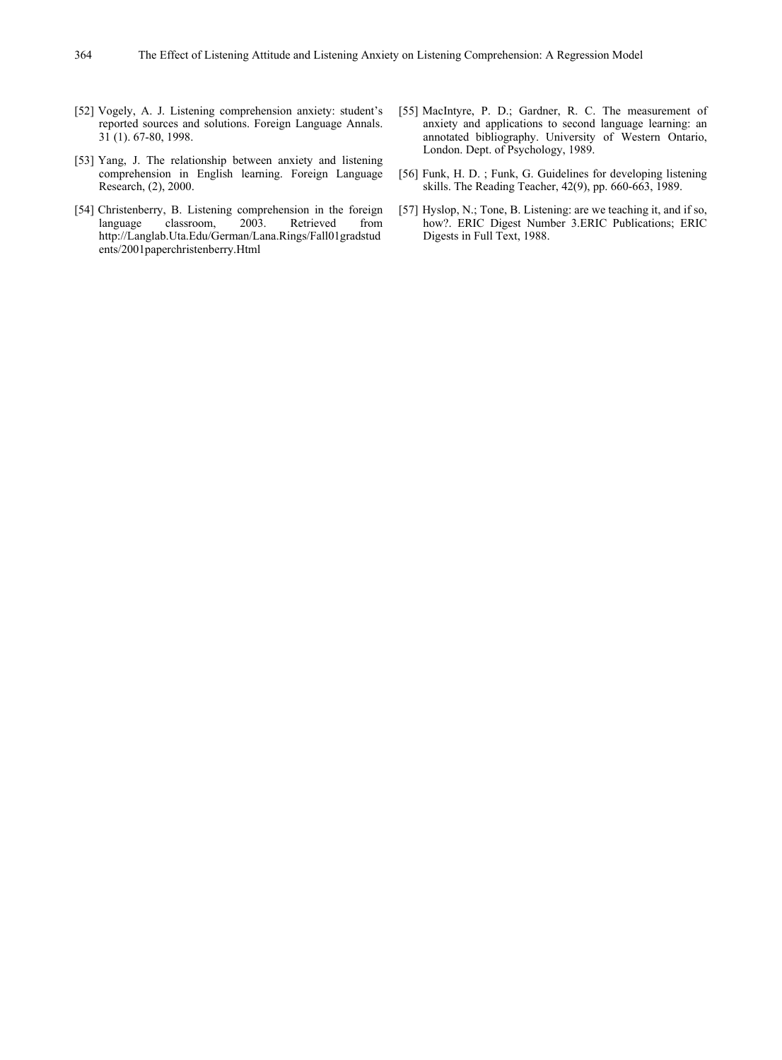[52] Vogely, A. J. Listening comprehension anxiety: student's reported sources and solutions. Foreign Language Annals. 31 (1). 67-80, 1998.

[53] Yang, J. The relationship between anxiety and listening comprehension in English learning. Foreign Language Research, (2), 2000.

[54] Christenberry, B. Listening comprehension in the foreign language classroom, 2003. Retrieved from http://Langlab.Uta.Edu/German/Lana.Rings/Fall01gradstudents/2001paperchristenberry.Html

[55] MacIntyre, P. D.; Gardner, R. C. The measurement of anxiety and applications to second language learning: an annotated bibliography. University of Western Ontario, London. Dept. of Psychology, 1989.

[56] Funk, H. D. ; Funk, G. Guidelines for developing listening skills. The Reading Teacher, 42(9), pp. 660-663, 1989.

[57] Hyslop, N.; Tone, B. Listening: are we teaching it, and if so, how?. ERIC Digest Number 3.ERIC Publications; ERIC Digests in Full Text, 1988.